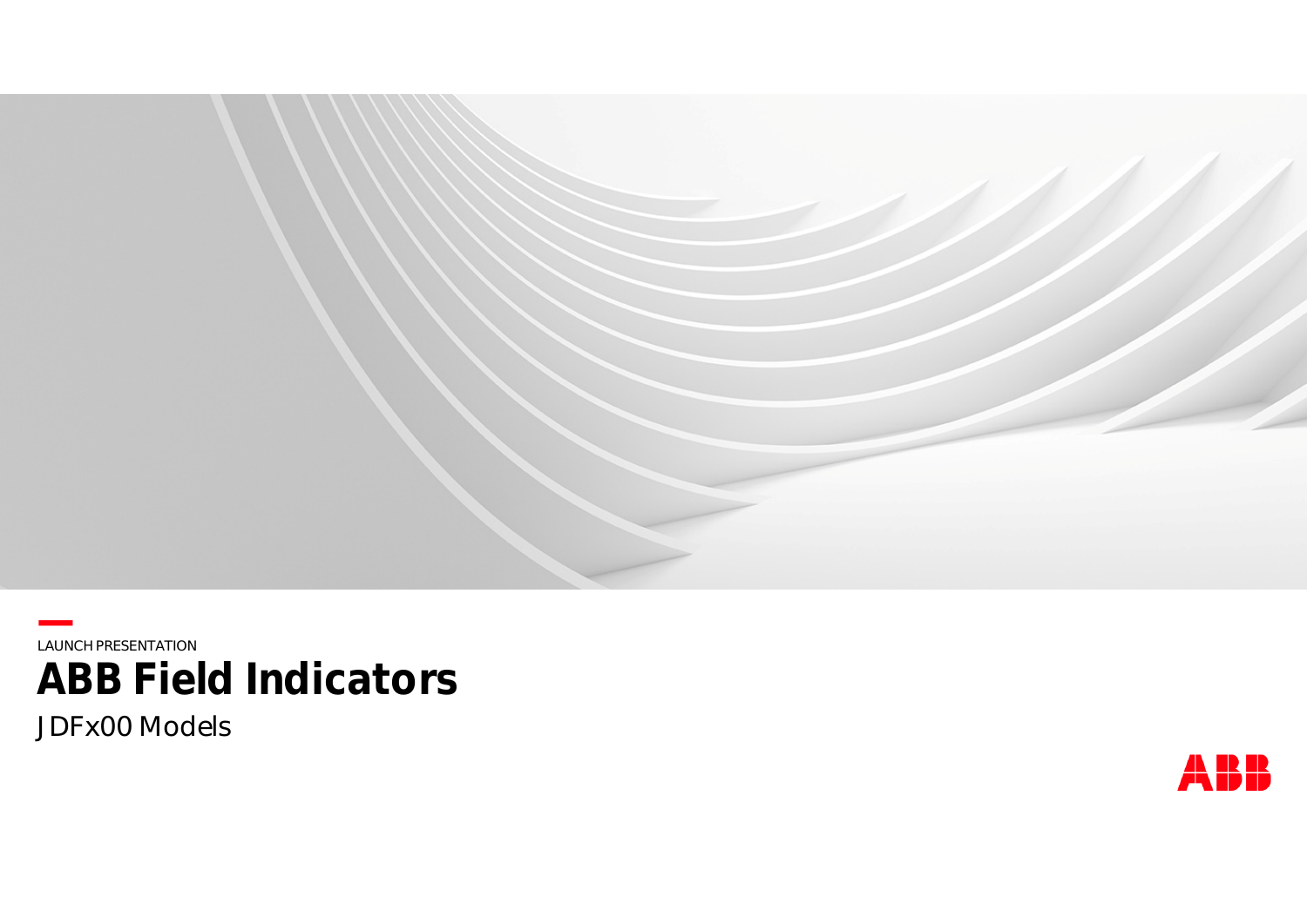LAUNCH PRESENTATION

# ABB Field Indicators

JDFx00 Models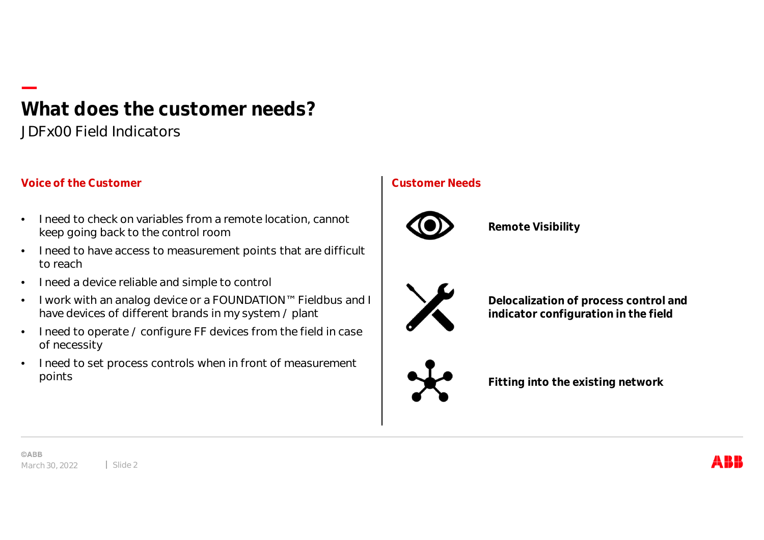# What does the customer needs?

JDFx00 Field Indicators

## Voice of the Customer

- I need to check on variables from a remote location, cannot keep going back to the control room
- I need to have access to measurement points that are difficult to reach
- I need a device reliable and simple to control
- I work with an analog device or a FOUNDATION™ Fieldbus and I have devices of different brands in my system / plant
- I need to operate / configure FF devices from the field in case of necessity
- I need to set process controls when in front of measurement points

## Customer Needs

**Remote Visibility**

**Delocalization of process control and indicator configuration in the field**

**Fitting into the existing network**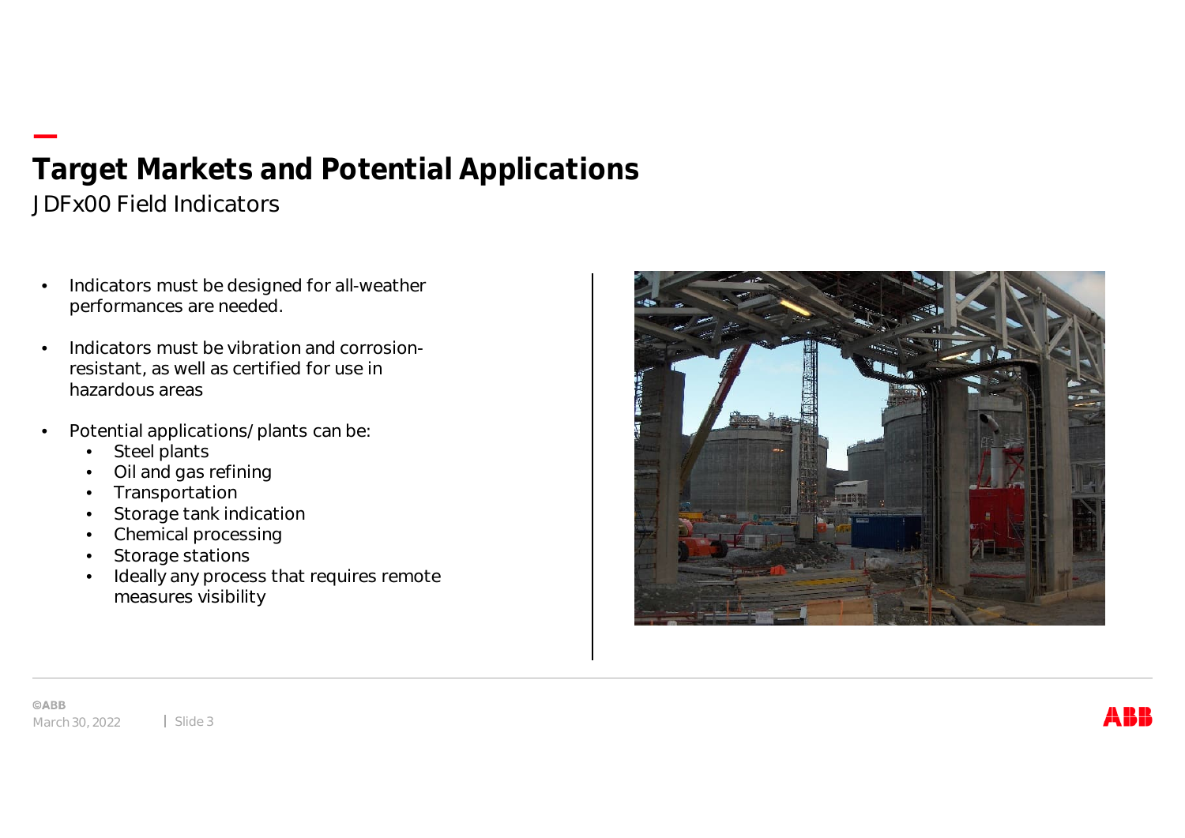# Target Markets and Potential Applications

JDFx00 Field Indicators

- Indicators must be designed for all-weather performances are needed.
- Indicators must be vibration and corrosion-resistant, as well as certified for use in hazardous areas
- Potential applications/plants can be:
  - Steel plants
  - Oil and gas refining
  - Transportation
  - Storage tank indication
  - Chemical processing
  - Storage stations
  - Ideally any process that requires remote measures visibility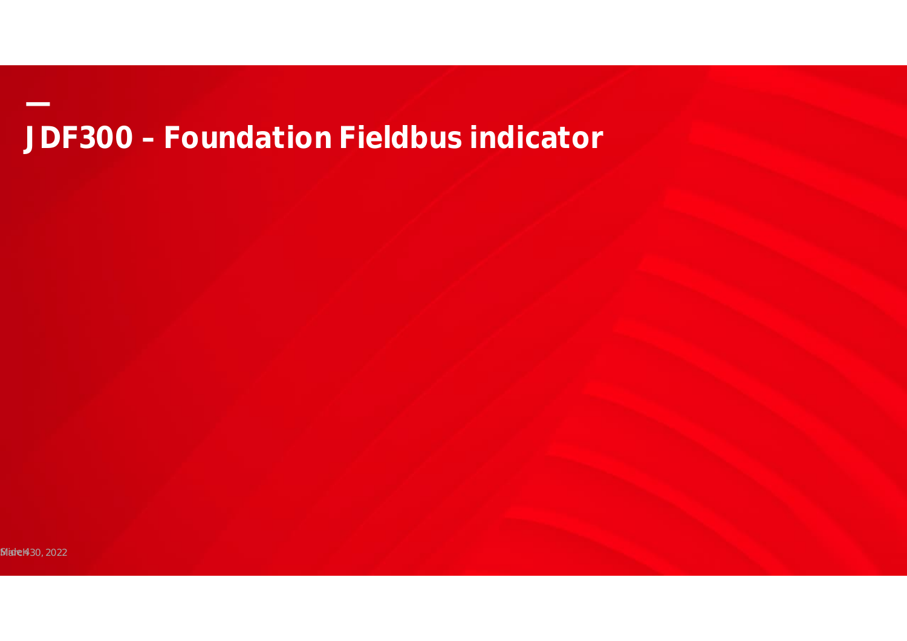# JDF300 – Foundation Fieldbus indicator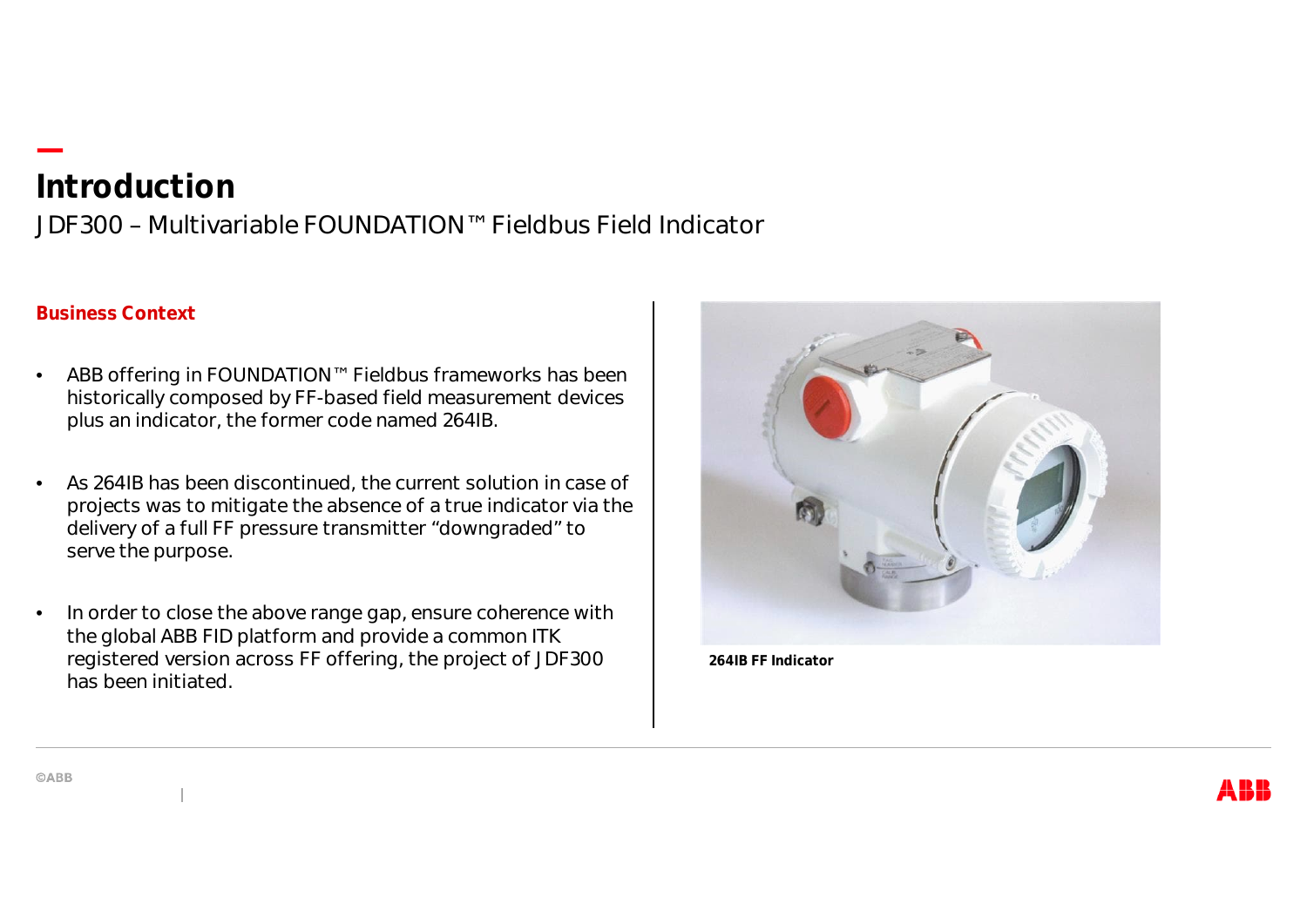# Introduction

JDF300 – Multivariable FOUNDATION™ Fieldbus Field Indicator

**Business Context**

- ABB offering in FOUNDATION™ Fieldbus frameworks has been historically composed by FF-based field measurement devices plus an indicator, the former code named 264IB.
- As 264IB has been discontinued, the current solution in case of projects was to mitigate the absence of a true indicator via the delivery of a full FF pressure transmitter "downgraded" to serve the purpose.
- In order to close the above range gap, ensure coherence with the global ABB FID platform and provide a common ITK registered version across FF offering, the project of JDF300 has been initiated.

**264IB FF Indicator**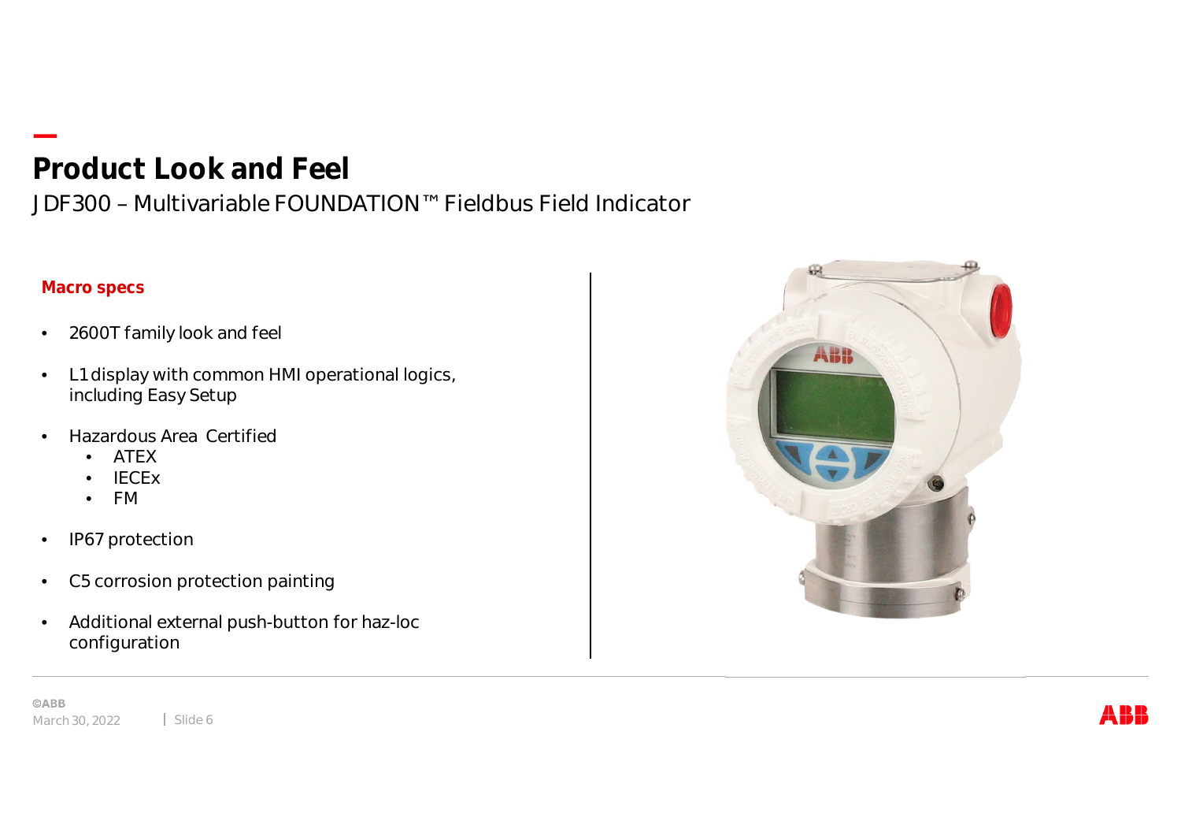# Product Look and Feel

JDF300 – Multivariable FOUNDATION™ Fieldbus Field Indicator

**Macro specs**

- 2600T family look and feel
- L1 display with common HMI operational logics, including Easy Setup
- Hazardous Area Certified
  - ATEX
  - IECEx
  - FM
- IP67 protection
- C5 corrosion protection painting
- Additional external push-button for haz-loc configuration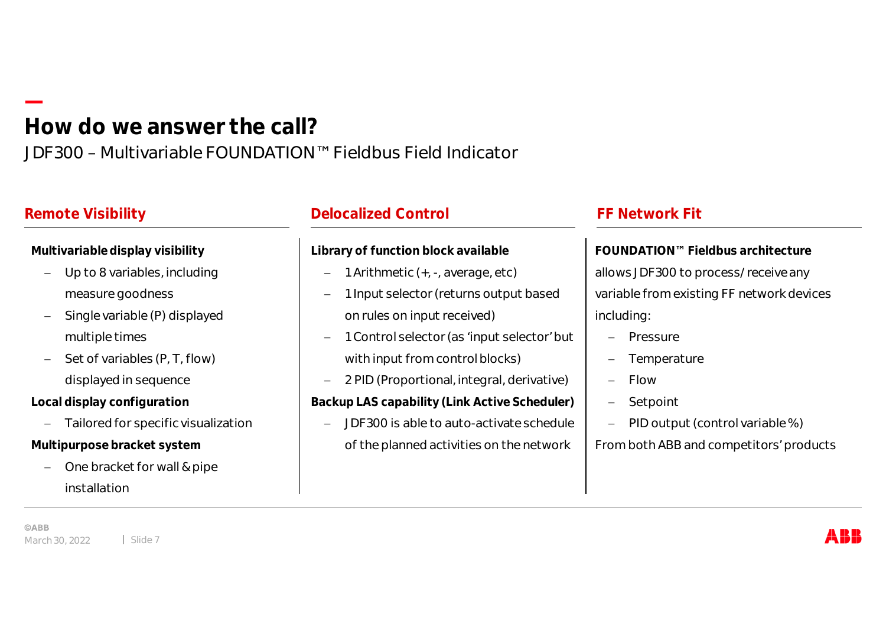# How do we answer the call?

JDF300 – Multivariable FOUNDATION™ Fieldbus Field Indicator

## Remote Visibility

**Multivariable display visibility**

- Up to 8 variables, including measure goodness
- Single variable (P) displayed multiple times
- Set of variables (P, T, flow) displayed in sequence

**Local display configuration**

- Tailored for specific visualization

**Multipurpose bracket system**

- One bracket for wall & pipe installation

## Delocalized Control

**Library of function block available**

- 1 Arithmetic (+, -, average, etc)
- 1 Input selector (returns output based on rules on input received)
- 1 Control selector (as 'input selector' but with input from control blocks)
- 2 PID (Proportional, integral, derivative)

**Backup LAS capability (Link Active Scheduler)**

- JDF300 is able to auto-activate schedule of the planned activities on the network

## FF Network Fit

**FOUNDATION™ Fieldbus architecture** allows JDF300 to process/receive any variable from existing FF network devices including:

- Pressure
- Temperature
- Flow
- Setpoint
- PID output (control variable %)

From both ABB and competitors' products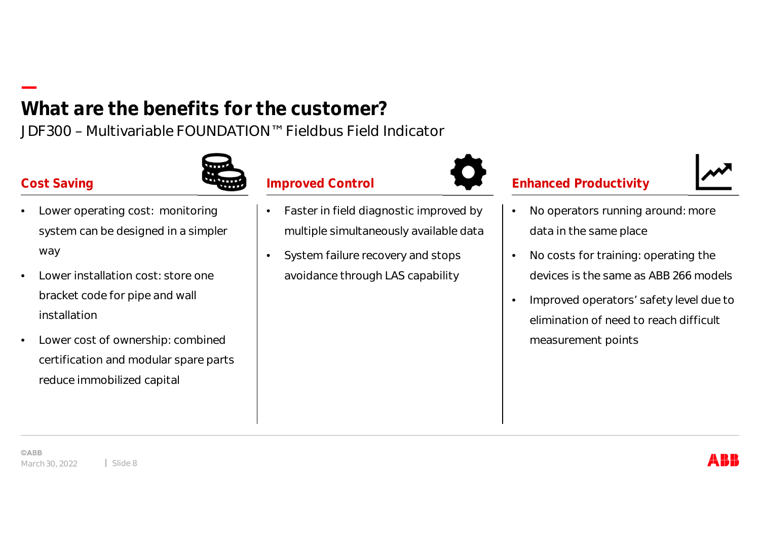# What are the benefits for the customer?

JDF300 – Multivariable FOUNDATION™ Fieldbus Field Indicator

### Cost Saving

- Lower operating cost: monitoring system can be designed in a simpler way
- Lower installation cost: store one bracket code for pipe and wall installation
- Lower cost of ownership: combined certification and modular spare parts reduce immobilized capital

### Improved Control

- Faster in field diagnostic improved by multiple simultaneously available data
- System failure recovery and stops avoidance through LAS capability

### Enhanced Productivity

- No operators running around: more data in the same place
- No costs for training: operating the devices is the same as ABB 266 models
- Improved operators' safety level due to elimination of need to reach difficult measurement points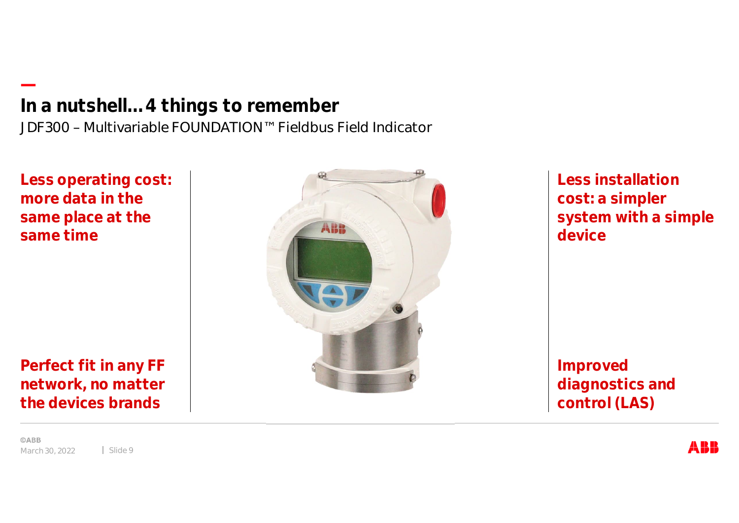# In a nutshell… 4 things to remember

JDF300 – Multivariable FOUNDATION™ Fieldbus Field Indicator

**Less operating cost: more data in the same place at the same time**

**Less installation cost: a simpler system with a simple device**

**Perfect fit in any FF network, no matter the devices brands**

**Improved diagnostics and control (LAS)**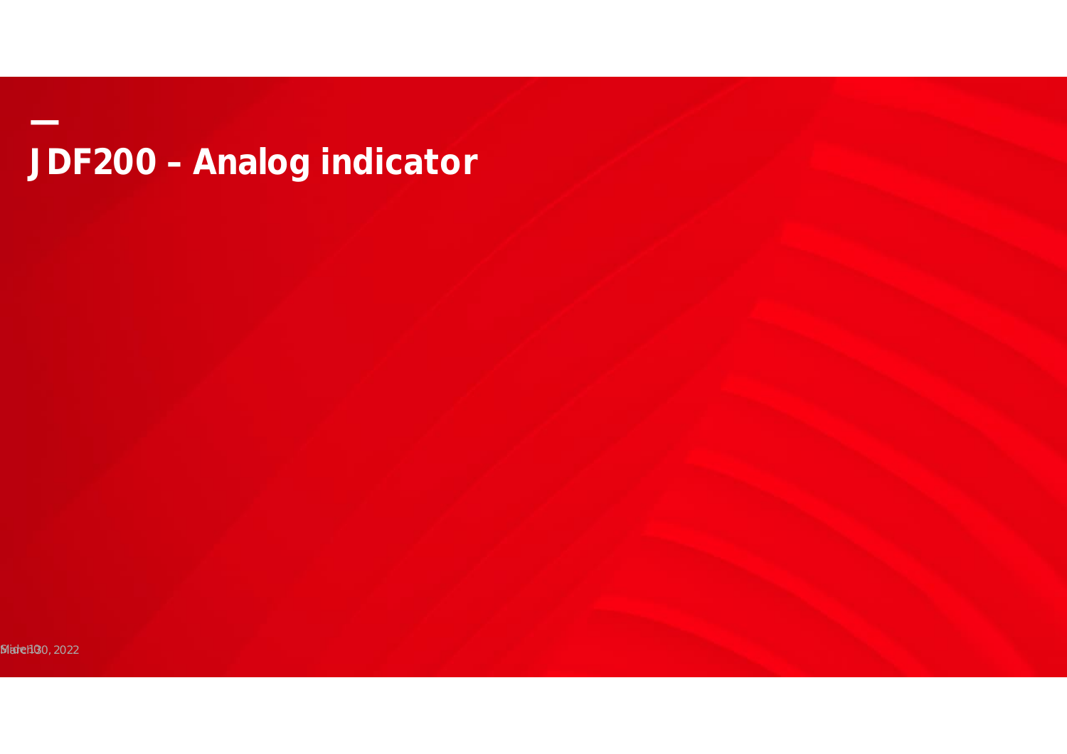# JDF200 – Analog indicator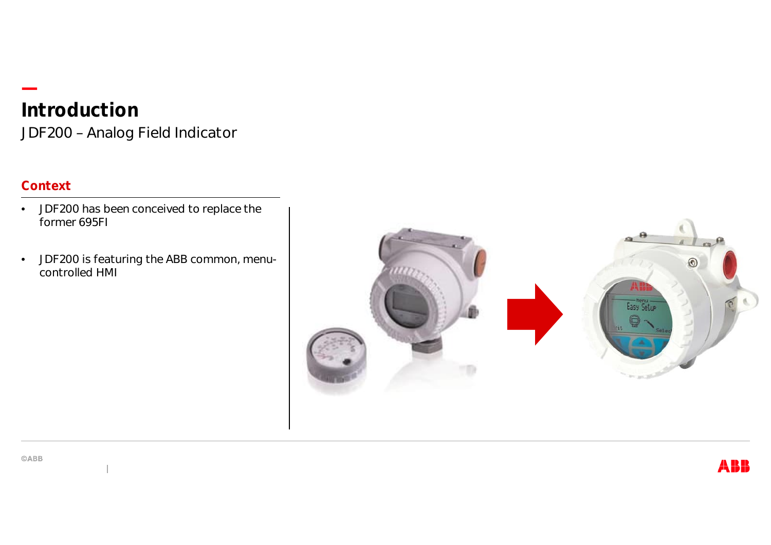# Introduction

JDF200 – Analog Field Indicator

## Context

- JDF200 has been conceived to replace the former 695FI
- JDF200 is featuring the ABB common, menu-controlled HMI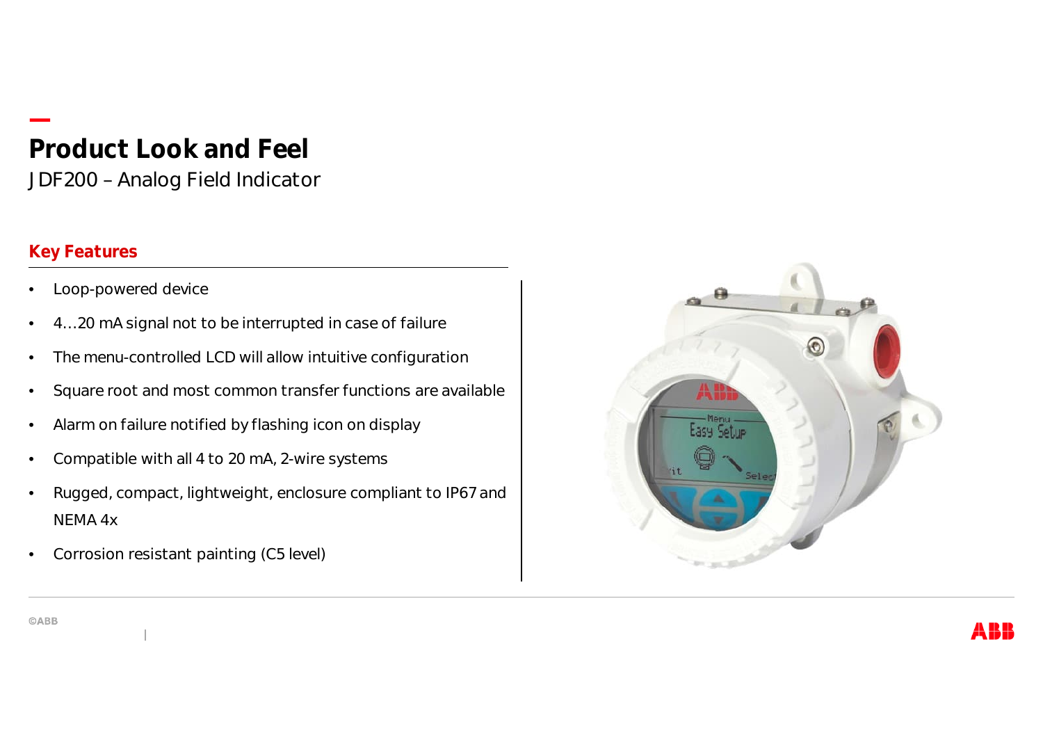# Product Look and Feel

JDF200 – Analog Field Indicator

## Key Features

- Loop-powered device
- 4…20 mA signal not to be interrupted in case of failure
- The menu-controlled LCD will allow intuitive configuration
- Square root and most common transfer functions are available
- Alarm on failure notified by flashing icon on display
- Compatible with all 4 to 20 mA, 2-wire systems
- Rugged, compact, lightweight, enclosure compliant to IP67 and NEMA 4x
- Corrosion resistant painting (C5 level)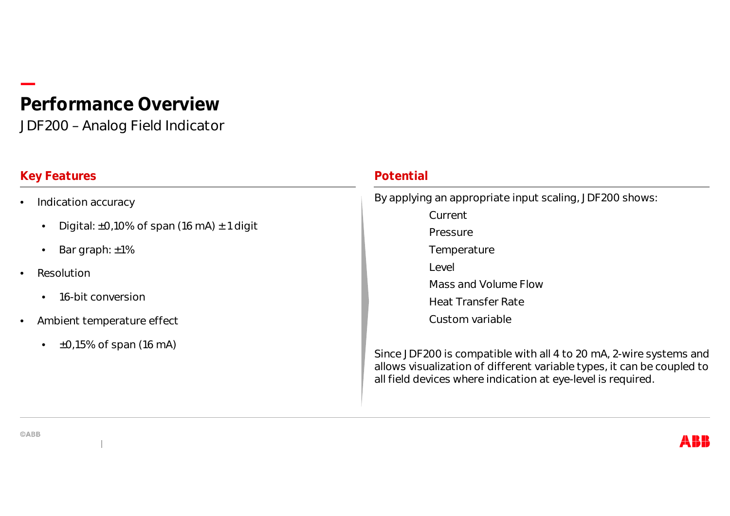# Performance Overview

JDF200 – Analog Field Indicator

## Key Features

- Indication accuracy
  - Digital: ±0,10% of span (16 mA) ± 1 digit
  - Bar graph: ±1%
- Resolution
  - 16-bit conversion
- Ambient temperature effect
  - ±0,15% of span (16 mA)

## Potential

By applying an appropriate input scaling, JDF200 shows:

Current  
Pressure  
Temperature  
Level  
Mass and Volume Flow  
Heat Transfer Rate  
Custom variable

Since JDF200 is compatible with all 4 to 20 mA, 2-wire systems and allows visualization of different variable types, it can be coupled to all field devices where indication at eye-level is required.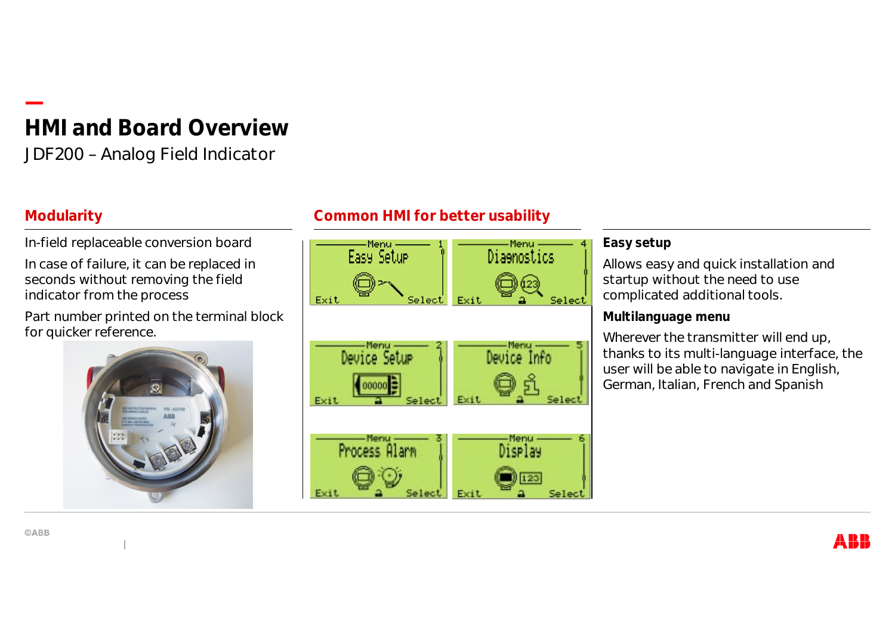# HMI and Board Overview

JDF200 – Analog Field Indicator

## Modularity

In-field replaceable conversion board

In case of failure, it can be replaced in seconds without removing the field indicator from the process

Part number printed on the terminal block for quicker reference.

## Common HMI for better usability

**Easy setup**

Allows easy and quick installation and startup without the need to use complicated additional tools.

**Multilanguage menu**

Wherever the transmitter will end up, thanks to its multi-language interface, the user will be able to navigate in English, German, Italian, French and Spanish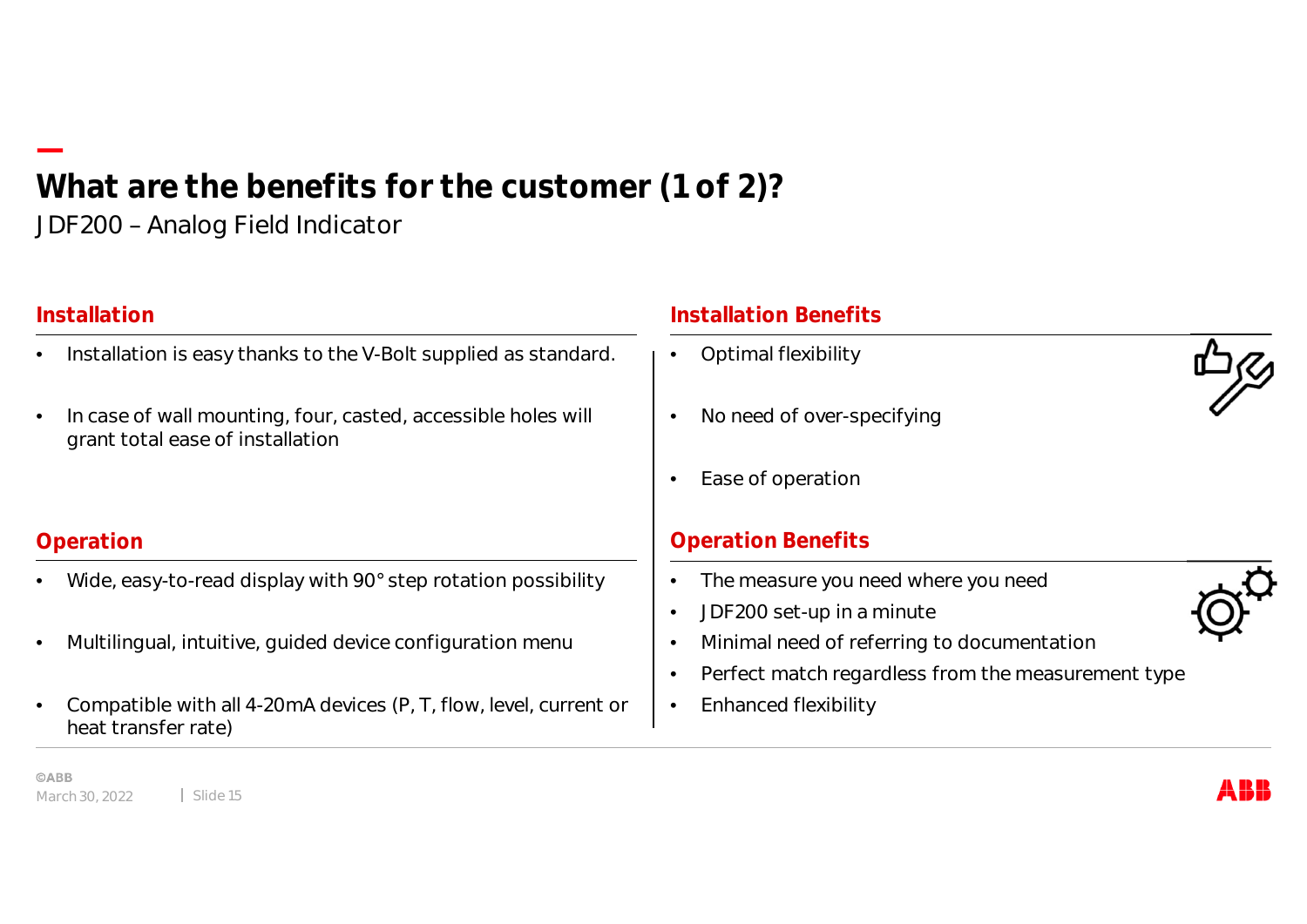# What are the benefits for the customer (1 of 2)?

JDF200 – Analog Field Indicator

## Installation

- Installation is easy thanks to the V-Bolt supplied as standard.
- In case of wall mounting, four, casted, accessible holes will grant total ease of installation

## Installation Benefits

- Optimal flexibility
- No need of over-specifying
- Ease of operation

## Operation

- Wide, easy-to-read display with 90° step rotation possibility
- Multilingual, intuitive, guided device configuration menu
- Compatible with all 4-20mA devices (P, T, flow, level, current or heat transfer rate)

## Operation Benefits

- The measure you need where you need
- JDF200 set-up in a minute
- Minimal need of referring to documentation
- Perfect match regardless from the measurement type
- Enhanced flexibility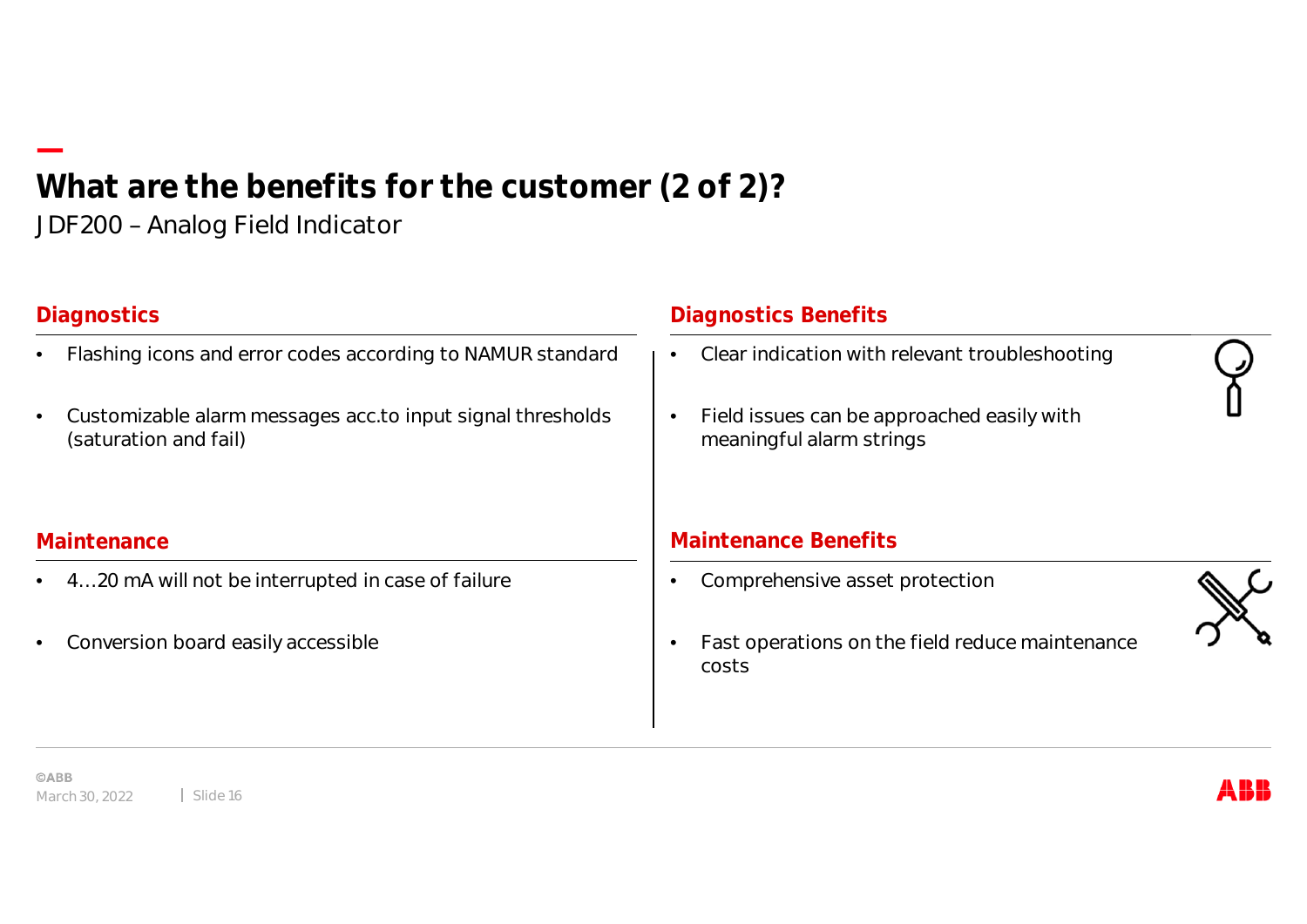# What are the benefits for the customer (2 of 2)?

JDF200 – Analog Field Indicator

## Diagnostics

- Flashing icons and error codes according to NAMUR standard
- Customizable alarm messages acc.to input signal thresholds (saturation and fail)

## Diagnostics Benefits

- Clear indication with relevant troubleshooting
- Field issues can be approached easily with meaningful alarm strings

## Maintenance

- 4…20 mA will not be interrupted in case of failure
- Conversion board easily accessible

## Maintenance Benefits

- Comprehensive asset protection
- Fast operations on the field reduce maintenance costs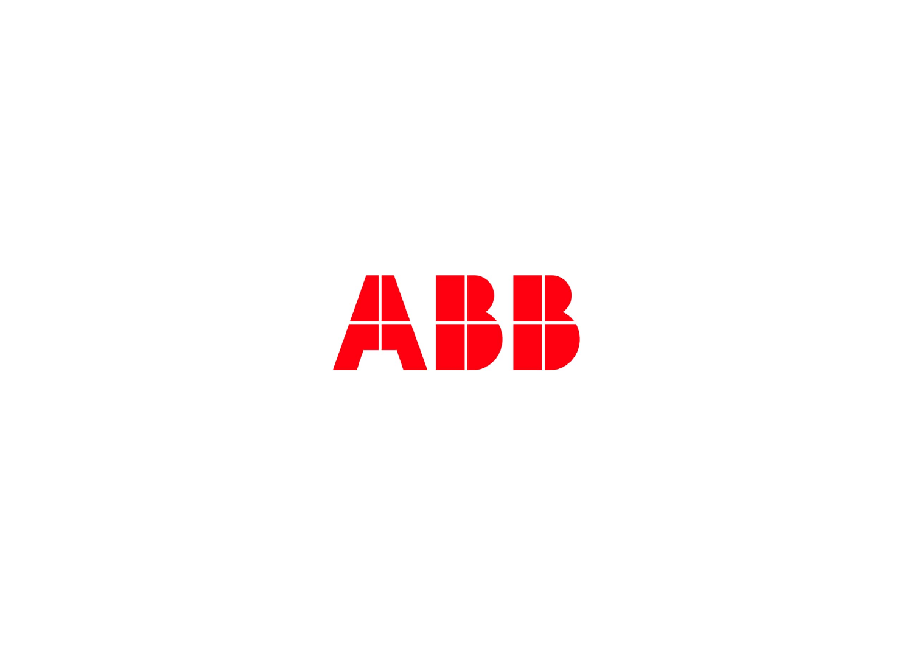ABB